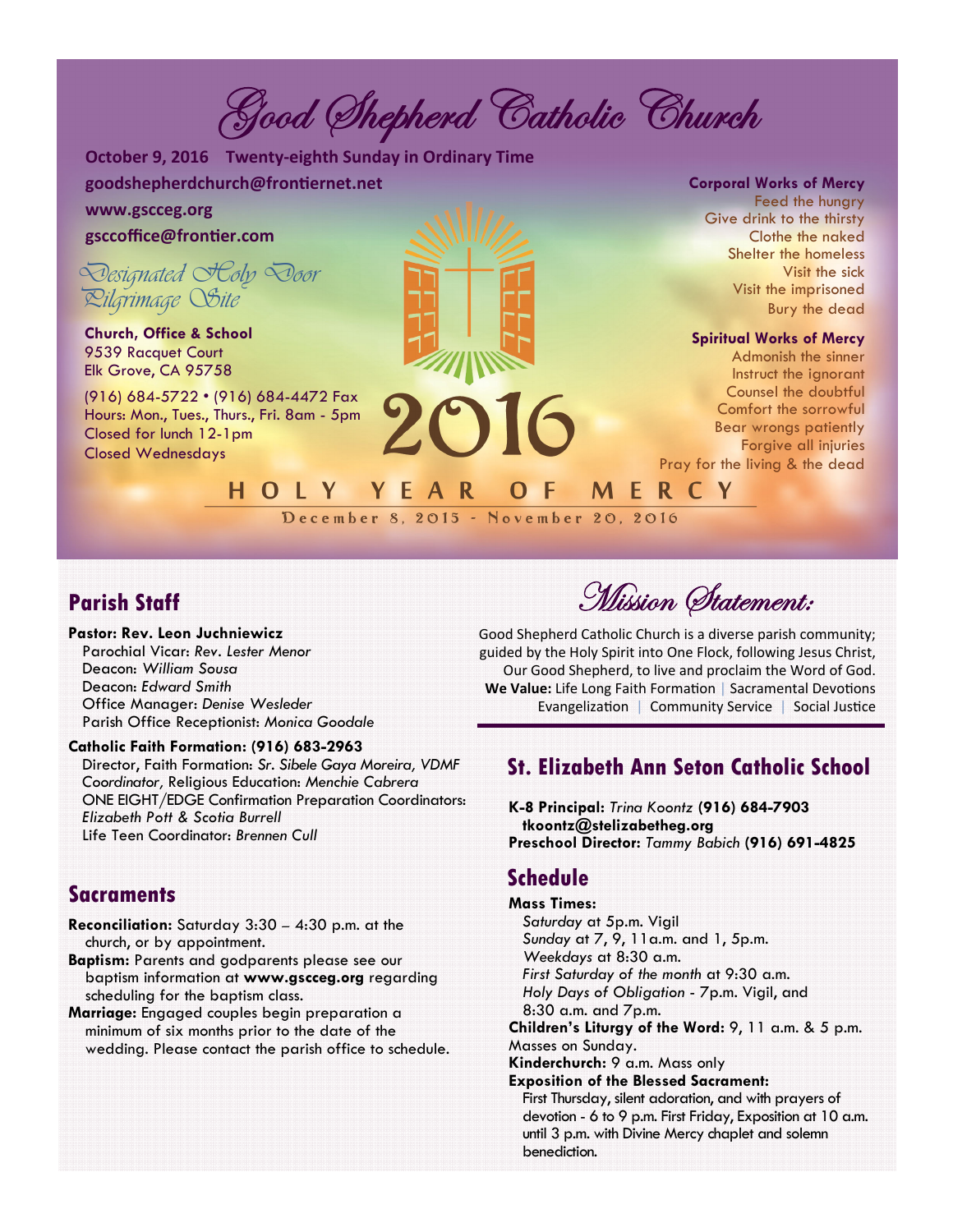# Good Shepherd Catholic Church

**October 9, 2016 Twenty-eighth Sunday in Ordinary Time**

**goodshepherdchurch@frontiernet.net**

**www.gscceg.org**

**gsccoffice@frontier.com**

*Designated Holy Door Pilgrimage Site*

**Church, Office & School**
9539 Racquet Court
Elk Grove, CA 95758

(916) 684-5722 • (916) 684-4472 Fax
Hours: Mon., Tues., Thurs., Fri. 8am - 5pm
Closed for lunch 12-1pm
Closed Wednesdays

**Corporal Works of Mercy**
Feed the hungry
Give drink to the thirsty
Clothe the naked
Shelter the homeless
Visit the sick
Visit the imprisoned
Bury the dead

**Spiritual Works of Mercy**
Admonish the sinner
Instruct the ignorant
Counsel the doubtful
Comfort the sorrowful
Bear wrongs patiently
Forgive all injuries
Pray for the living & the dead

2016
HOLY YEAR OF MERCY
December 8, 2015 - November 20, 2016

## Parish Staff

**Pastor: Rev. Leon Juchniewicz**
Parochial Vicar: *Rev. Lester Menor*
Deacon: *William Sousa*
Deacon: *Edward Smith*
Office Manager: *Denise Wesleder*
Parish Office Receptionist: *Monica Goodale*

**Catholic Faith Formation: (916) 683-2963**
Director, Faith Formation: *Sr. Sibele Gaya Moreira, VDMF*
*Coordinator,* Religious Education: *Menchie Cabrera*
ONE EIGHT/EDGE Confirmation Preparation Coordinators: *Elizabeth Pott & Scotia Burrell*
Life Teen Coordinator: *Brennen Cull*

## Sacraments

**Reconciliation:** Saturday 3:30 – 4:30 p.m. at the church, or by appointment.
**Baptism:** Parents and godparents please see our baptism information at **www.gscceg.org** regarding scheduling for the baptism class.
**Marriage:** Engaged couples begin preparation a minimum of six months prior to the date of the wedding. Please contact the parish office to schedule.

## Mission Statement:

Good Shepherd Catholic Church is a diverse parish community; guided by the Holy Spirit into One Flock, following Jesus Christ, Our Good Shepherd, to live and proclaim the Word of God.
**We Value:** Life Long Faith Formation | Sacramental Devotions | Evangelization | Community Service | Social Justice

## St. Elizabeth Ann Seton Catholic School

**K-8 Principal:** *Trina Koontz* **(916) 684-7903**
**tkoontz@stelizabetheg.org**
**Preschool Director:** *Tammy Babich* **(916) 691-4825**

## Schedule

**Mass Times:**
*Saturday* at 5p.m. Vigil
*Sunday* at 7, 9, 11a.m. and 1, 5p.m.
*Weekdays* at 8:30 a.m.
*First Saturday of the month* at 9:30 a.m.
*Holy Days of Obligation* - 7p.m. Vigil, and 8:30 a.m. and 7p.m.

**Children's Liturgy of the Word:** 9, 11 a.m. & 5 p.m. Masses on Sunday.
**Kinderchurch:** 9 a.m. Mass only
**Exposition of the Blessed Sacrament:**
First Thursday, silent adoration, and with prayers of devotion - 6 to 9 p.m. First Friday, Exposition at 10 a.m. until 3 p.m. with Divine Mercy chaplet and solemn benediction.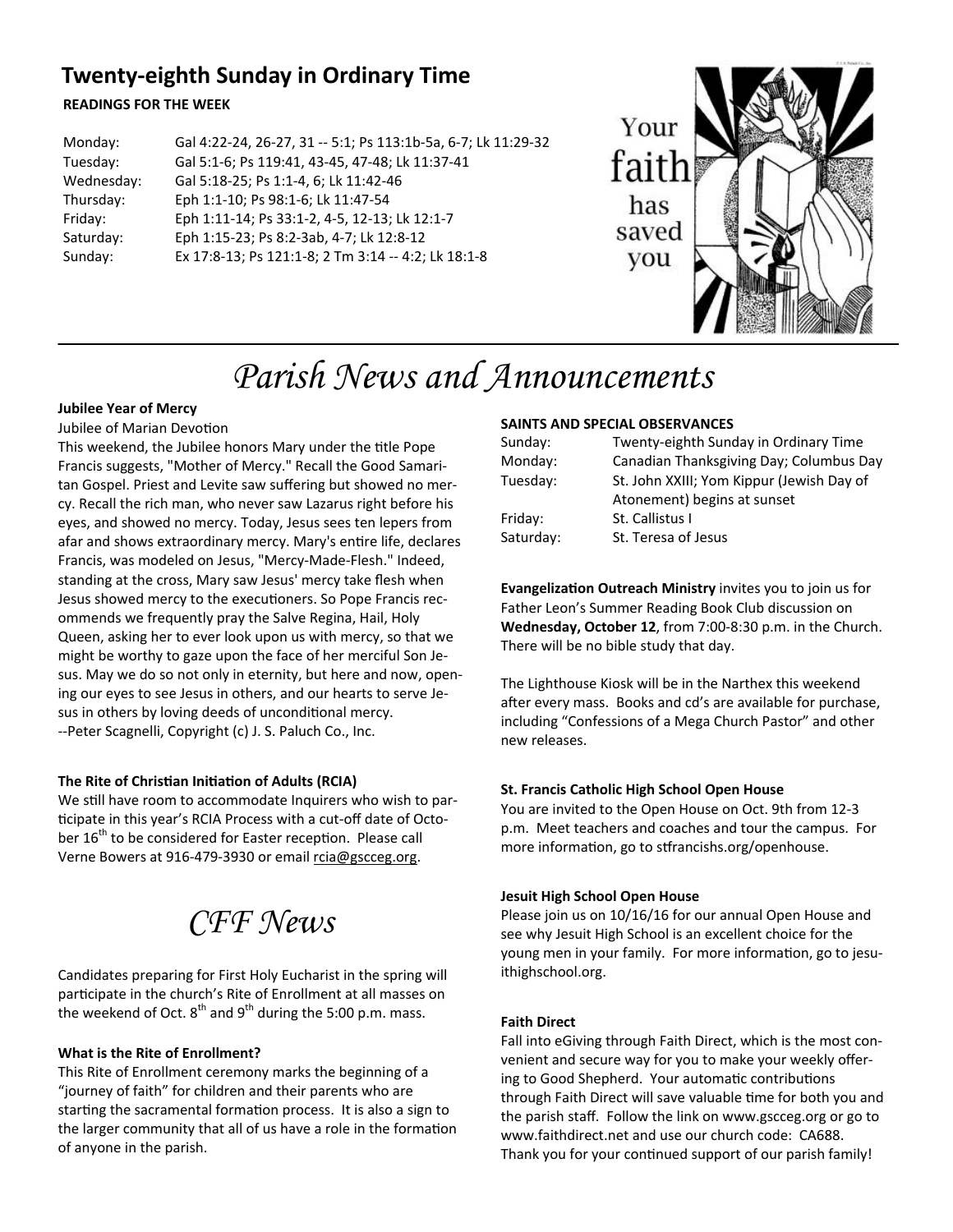## Twenty-eighth Sunday in Ordinary Time

**READINGS FOR THE WEEK**

| | |
|---|---|
| Monday: | Gal 4:22-24, 26-27, 31 -- 5:1; Ps 113:1b-5a, 6-7; Lk 11:29-32 |
| Tuesday: | Gal 5:1-6; Ps 119:41, 43-45, 47-48; Lk 11:37-41 |
| Wednesday: | Gal 5:18-25; Ps 1:1-4, 6; Lk 11:42-46 |
| Thursday: | Eph 1:1-10; Ps 98:1-6; Lk 11:47-54 |
| Friday: | Eph 1:11-14; Ps 33:1-2, 4-5, 12-13; Lk 12:1-7 |
| Saturday: | Eph 1:15-23; Ps 8:2-3ab, 4-7; Lk 12:8-12 |
| Sunday: | Ex 17:8-13; Ps 121:1-8; 2 Tm 3:14 -- 4:2; Lk 18:1-8 |

Your faith has saved you

# *Parish News and Announcements*

**Jubilee Year of Mercy**

Jubilee of Marian Devotion

This weekend, the Jubilee honors Mary under the title Pope Francis suggests, "Mother of Mercy." Recall the Good Samaritan Gospel. Priest and Levite saw suffering but showed no mercy. Recall the rich man, who never saw Lazarus right before his eyes, and showed no mercy. Today, Jesus sees ten lepers from afar and shows extraordinary mercy. Mary's entire life, declares Francis, was modeled on Jesus, "Mercy-Made-Flesh." Indeed, standing at the cross, Mary saw Jesus' mercy take flesh when Jesus showed mercy to the executioners. So Pope Francis recommends we frequently pray the Salve Regina, Hail, Holy Queen, asking her to ever look upon us with mercy, so that we might be worthy to gaze upon the face of her merciful Son Jesus. May we do so not only in eternity, but here and now, opening our eyes to see Jesus in others, and our hearts to serve Jesus in others by loving deeds of unconditional mercy.
--Peter Scagnelli, Copyright (c) J. S. Paluch Co., Inc.

**The Rite of Christian Initiation of Adults (RCIA)**

We still have room to accommodate Inquirers who wish to participate in this year's RCIA Process with a cut-off date of October 16th to be considered for Easter reception. Please call Verne Bowers at 916-479-3930 or email rcia@gscceg.org.

# *CFF News*

Candidates preparing for First Holy Eucharist in the spring will participate in the church's Rite of Enrollment at all masses on the weekend of Oct. 8th and 9th during the 5:00 p.m. mass.

**What is the Rite of Enrollment?**

This Rite of Enrollment ceremony marks the beginning of a "journey of faith" for children and their parents who are starting the sacramental formation process. It is also a sign to the larger community that all of us have a role in the formation of anyone in the parish.

**SAINTS AND SPECIAL OBSERVANCES**

| | |
|---|---|
| Sunday: | Twenty-eighth Sunday in Ordinary Time |
| Monday: | Canadian Thanksgiving Day; Columbus Day |
| Tuesday: | St. John XXIII; Yom Kippur (Jewish Day of Atonement) begins at sunset |
| Friday: | St. Callistus I |
| Saturday: | St. Teresa of Jesus |

**Evangelization Outreach Ministry** invites you to join us for Father Leon's Summer Reading Book Club discussion on **Wednesday, October 12**, from 7:00-8:30 p.m. in the Church. There will be no bible study that day.

The Lighthouse Kiosk will be in the Narthex this weekend after every mass. Books and cd's are available for purchase, including "Confessions of a Mega Church Pastor" and other new releases.

**St. Francis Catholic High School Open House**

You are invited to the Open House on Oct. 9th from 12-3 p.m. Meet teachers and coaches and tour the campus. For more information, go to stfrancishs.org/openhouse.

**Jesuit High School Open House**

Please join us on 10/16/16 for our annual Open House and see why Jesuit High School is an excellent choice for the young men in your family. For more information, go to jesuithighschool.org.

**Faith Direct**

Fall into eGiving through Faith Direct, which is the most convenient and secure way for you to make your weekly offering to Good Shepherd. Your automatic contributions through Faith Direct will save valuable time for both you and the parish staff. Follow the link on www.gscceg.org or go to www.faithdirect.net and use our church code: CA688. Thank you for your continued support of our parish family!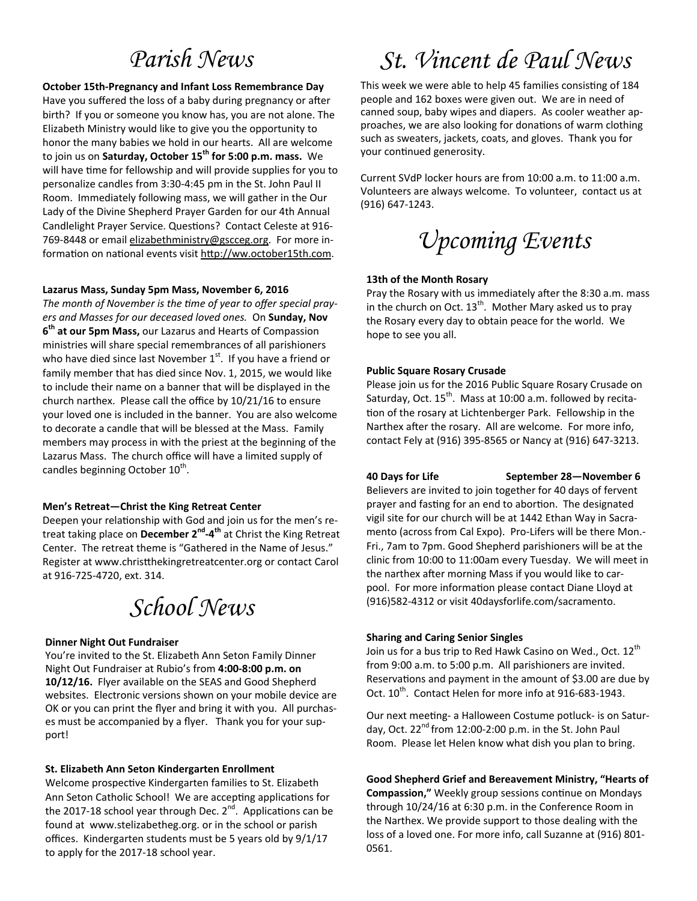# Parish News

**October 15th-Pregnancy and Infant Loss Remembrance Day**

Have you suffered the loss of a baby during pregnancy or after birth? If you or someone you know has, you are not alone. The Elizabeth Ministry would like to give you the opportunity to honor the many babies we hold in our hearts. All are welcome to join us on **Saturday, October 15th for 5:00 p.m. mass.** We will have time for fellowship and will provide supplies for you to personalize candles from 3:30-4:45 pm in the St. John Paul II Room. Immediately following mass, we will gather in the Our Lady of the Divine Shepherd Prayer Garden for our 4th Annual Candlelight Prayer Service. Questions? Contact Celeste at 916-769-8448 or email elizabethministry@gscceg.org. For more information on national events visit http://ww.october15th.com.

**Lazarus Mass, Sunday 5pm Mass, November 6, 2016**

*The month of November is the time of year to offer special prayers and Masses for our deceased loved ones.* On **Sunday, Nov 6th at our 5pm Mass,** our Lazarus and Hearts of Compassion ministries will share special remembrances of all parishioners who have died since last November 1st. If you have a friend or family member that has died since Nov. 1, 2015, we would like to include their name on a banner that will be displayed in the church narthex. Please call the office by 10/21/16 to ensure your loved one is included in the banner. You are also welcome to decorate a candle that will be blessed at the Mass. Family members may process in with the priest at the beginning of the Lazarus Mass. The church office will have a limited supply of candles beginning October 10th.

**Men's Retreat—Christ the King Retreat Center**

Deepen your relationship with God and join us for the men's retreat taking place on **December 2nd-4th** at Christ the King Retreat Center. The retreat theme is "Gathered in the Name of Jesus." Register at www.christthekingretreatcenter.org or contact Carol at 916-725-4720, ext. 314.

# School News

**Dinner Night Out Fundraiser**

You're invited to the St. Elizabeth Ann Seton Family Dinner Night Out Fundraiser at Rubio's from **4:00-8:00 p.m. on 10/12/16.** Flyer available on the SEAS and Good Shepherd websites. Electronic versions shown on your mobile device are OK or you can print the flyer and bring it with you. All purchases must be accompanied by a flyer. Thank you for your support!

**St. Elizabeth Ann Seton Kindergarten Enrollment**

Welcome prospective Kindergarten families to St. Elizabeth Ann Seton Catholic School! We are accepting applications for the 2017-18 school year through Dec. 2nd. Applications can be found at www.stelizabetheg.org. or in the school or parish offices. Kindergarten students must be 5 years old by 9/1/17 to apply for the 2017-18 school year.

# St. Vincent de Paul News

This week we were able to help 45 families consisting of 184 people and 162 boxes were given out. We are in need of canned soup, baby wipes and diapers. As cooler weather approaches, we are also looking for donations of warm clothing such as sweaters, jackets, coats, and gloves. Thank you for your continued generosity.

Current SVdP locker hours are from 10:00 a.m. to 11:00 a.m. Volunteers are always welcome. To volunteer, contact us at (916) 647-1243.

# Upcoming Events

**13th of the Month Rosary**

Pray the Rosary with us immediately after the 8:30 a.m. mass in the church on Oct. 13th. Mother Mary asked us to pray the Rosary every day to obtain peace for the world. We hope to see you all.

**Public Square Rosary Crusade**

Please join us for the 2016 Public Square Rosary Crusade on Saturday, Oct. 15th. Mass at 10:00 a.m. followed by recitation of the rosary at Lichtenberger Park. Fellowship in the Narthex after the rosary. All are welcome. For more info, contact Fely at (916) 395-8565 or Nancy at (916) 647-3213.

**40 Days for Life September 28—November 6**

Believers are invited to join together for 40 days of fervent prayer and fasting for an end to abortion. The designated vigil site for our church will be at 1442 Ethan Way in Sacramento (across from Cal Expo). Pro-Lifers will be there Mon.-Fri., 7am to 7pm. Good Shepherd parishioners will be at the clinic from 10:00 to 11:00am every Tuesday. We will meet in the narthex after morning Mass if you would like to carpool. For more information please contact Diane Lloyd at (916)582-4312 or visit 40daysforlife.com/sacramento.

**Sharing and Caring Senior Singles**

Join us for a bus trip to Red Hawk Casino on Wed., Oct. 12th from 9:00 a.m. to 5:00 p.m. All parishioners are invited. Reservations and payment in the amount of $3.00 are due by Oct. 10th. Contact Helen for more info at 916-683-1943.

Our next meeting- a Halloween Costume potluck- is on Saturday, Oct. 22nd from 12:00-2:00 p.m. in the St. John Paul Room. Please let Helen know what dish you plan to bring.

**Good Shepherd Grief and Bereavement Ministry, "Hearts of Compassion,"** Weekly group sessions continue on Mondays through 10/24/16 at 6:30 p.m. in the Conference Room in the Narthex. We provide support to those dealing with the loss of a loved one. For more info, call Suzanne at (916) 801-0561.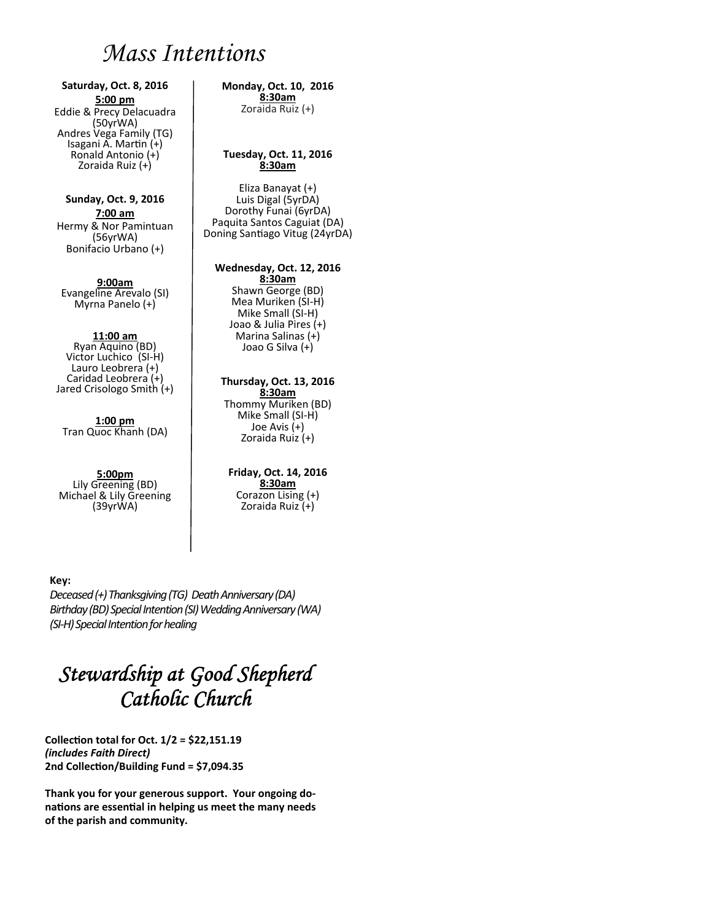# *Mass Intentions*

**Saturday, Oct. 8, 2016**

**5:00 pm**

Eddie & Precy Delacuadra (50yrWA)
Andres Vega Family (TG)
Isagani A. Martin (+)
Ronald Antonio (+)
Zoraida Ruiz (+)

**Sunday, Oct. 9, 2016**

**7:00 am**

Hermy & Nor Pamintuan (56yrWA)
Bonifacio Urbano (+)

**9:00am**

Evangeline Arevalo (SI)
Myrna Panelo (+)

**11:00 am**

Ryan Aquino (BD)
Victor Luchico (SI-H)
Lauro Leobrera (+)
Caridad Leobrera (+)
Jared Crisologo Smith (+)

**1:00 pm**

Tran Quoc Khanh (DA)

**5:00pm**

Lily Greening (BD)
Michael & Lily Greening (39yrWA)

**Monday, Oct. 10, 2016**

**8:30am**

Zoraida Ruiz (+)

**Tuesday, Oct. 11, 2016**

**8:30am**

Eliza Banayat (+)
Luis Digal (5yrDA)
Dorothy Funai (6yrDA)
Paquita Santos Caguiat (DA)
Doning Santiago Vitug (24yrDA)

**Wednesday, Oct. 12, 2016**

**8:30am**

Shawn George (BD)
Mea Muriken (SI-H)
Mike Small (SI-H)
Joao & Julia Pires (+)
Marina Salinas (+)
Joao G Silva (+)

**Thursday, Oct. 13, 2016**

**8:30am**

Thommy Muriken (BD)
Mike Small (SI-H)
Joe Avis (+)
Zoraida Ruiz (+)

**Friday, Oct. 14, 2016**

**8:30am**

Corazon Lising (+)
Zoraida Ruiz (+)

**Key:**

*Deceased (+) Thanksgiving (TG) Death Anniversary (DA)*
*Birthday (BD) Special Intention (SI) Wedding Anniversary (WA)*
*(SI-H) Special Intention for healing*

# *Stewardship at Good Shepherd Catholic Church*

**Collection total for Oct. 1/2 = $22,151.19**
***(includes Faith Direct)***
**2nd Collection/Building Fund = $7,094.35**

**Thank you for your generous support. Your ongoing donations are essential in helping us meet the many needs of the parish and community.**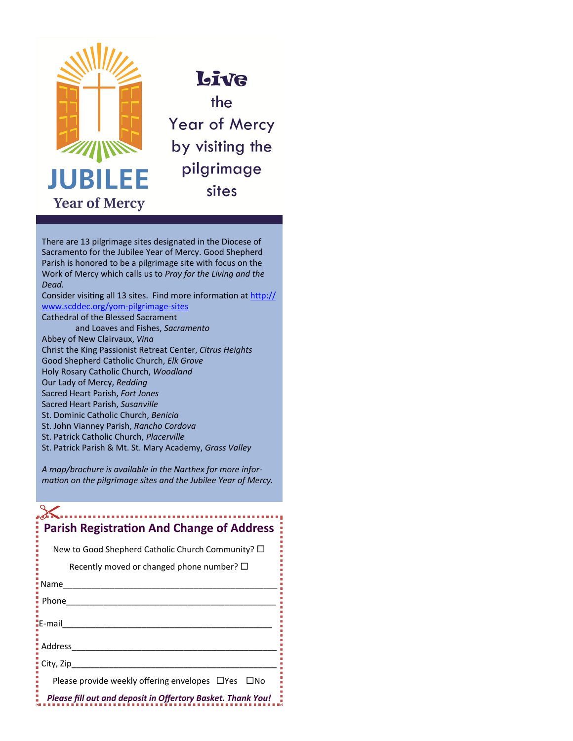JUBILEE

Year of Mercy

# Live the Year of Mercy by visiting the pilgrimage sites

There are 13 pilgrimage sites designated in the Diocese of Sacramento for the Jubilee Year of Mercy. Good Shepherd Parish is honored to be a pilgrimage site with focus on the Work of Mercy which calls us to *Pray for the Living and the Dead.*

Consider visiting all 13 sites. Find more information at http://www.scddec.org/yom-pilgrimage-sites

Cathedral of the Blessed Sacrament and Loaves and Fishes, *Sacramento*
Abbey of New Clairvaux, *Vina*
Christ the King Passionist Retreat Center, *Citrus Heights*
Good Shepherd Catholic Church, *Elk Grove*
Holy Rosary Catholic Church, *Woodland*
Our Lady of Mercy, *Redding*
Sacred Heart Parish, *Fort Jones*
Sacred Heart Parish, *Susanville*
St. Dominic Catholic Church, *Benicia*
St. John Vianney Parish, *Rancho Cordova*
St. Patrick Catholic Church, *Placerville*
St. Patrick Parish & Mt. St. Mary Academy, *Grass Valley*

*A map/brochure is available in the Narthex for more information on the pilgrimage sites and the Jubilee Year of Mercy.*

## Parish Registration And Change of Address

New to Good Shepherd Catholic Church Community? ☐

Recently moved or changed phone number? ☐

Name_______________________________________________

Phone______________________________________________

E-mail______________________________________________

Address_____________________________________________

City, Zip____________________________________________

Please provide weekly offering envelopes ☐Yes ☐No

***Please fill out and deposit in Offertory Basket. Thank You!***